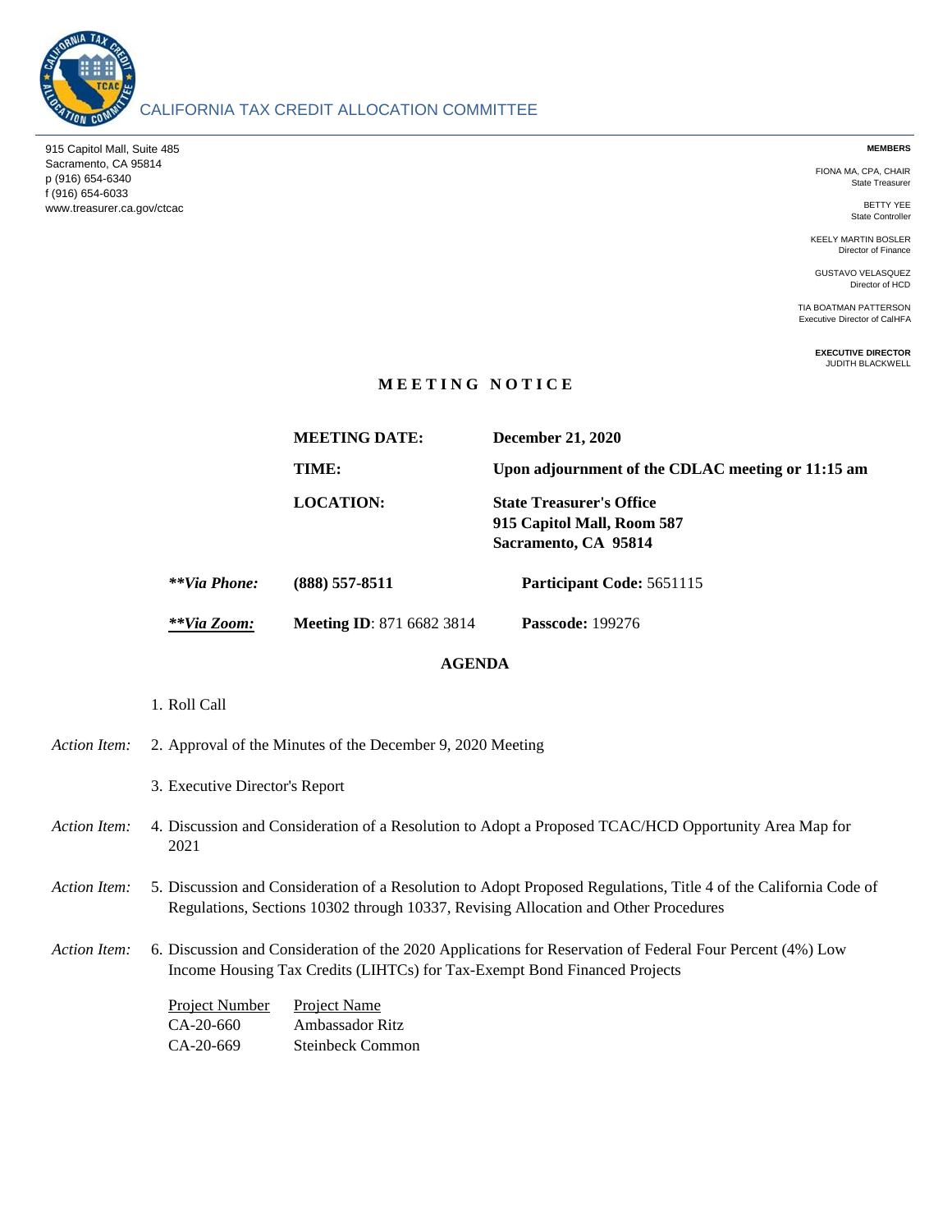# CALIFORNIA TAX CREDIT ALLOCATION COMMITTEE

915 Capitol Mall, Suite 485
Sacramento, CA 95814
p (916) 654-6340
f (916) 654-6033
www.treasurer.ca.gov/ctcac

**MEMBERS**

FIONA MA, CPA, CHAIR
State Treasurer

BETTY YEE
State Controller

KEELY MARTIN BOSLER
Director of Finance

GUSTAVO VELASQUEZ
Director of HCD

TIA BOATMAN PATTERSON
Executive Director of CalHFA

**EXECUTIVE DIRECTOR**
JUDITH BLACKWELL

## MEETING NOTICE

**MEETING DATE:** **December 21, 2020**

**TIME:** **Upon adjournment of the CDLAC meeting or 11:15 am**

**LOCATION:** **State Treasurer's Office**
**915 Capitol Mall, Room 587**
**Sacramento, CA 95814**

***\*\*Via Phone:*** **(888) 557-8511** **Participant Code:** 5651115

***\*\*Via Zoom:*** **Meeting ID**: 871 6682 3814 **Passcode:** 199276

## AGENDA

1. Roll Call

*Action Item:* 2. Approval of the Minutes of the December 9, 2020 Meeting

3. Executive Director's Report

*Action Item:* 4. Discussion and Consideration of a Resolution to Adopt a Proposed TCAC/HCD Opportunity Area Map for 2021

*Action Item:* 5. Discussion and Consideration of a Resolution to Adopt Proposed Regulations, Title 4 of the California Code of Regulations, Sections 10302 through 10337, Revising Allocation and Other Procedures

*Action Item:* 6. Discussion and Consideration of the 2020 Applications for Reservation of Federal Four Percent (4%) Low Income Housing Tax Credits (LIHTCs) for Tax-Exempt Bond Financed Projects

| Project Number | Project Name |
|---|---|
| CA-20-660 | Ambassador Ritz |
| CA-20-669 | Steinbeck Common |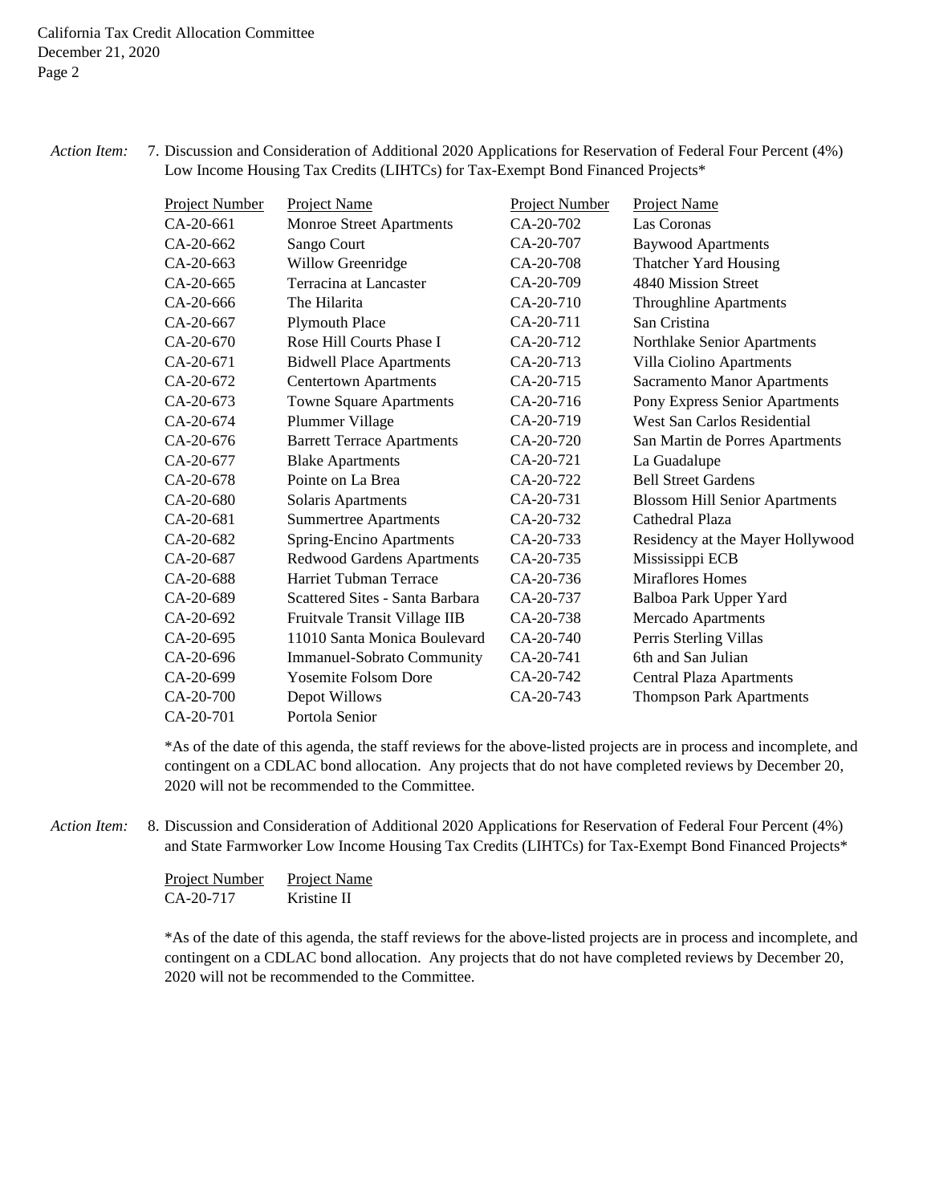*Action Item:* 7. Discussion and Consideration of Additional 2020 Applications for Reservation of Federal Four Percent (4%) Low Income Housing Tax Credits (LIHTCs) for Tax-Exempt Bond Financed Projects*

| Project Number | Project Name | Project Number | Project Name |
|---|---|---|---|
| CA-20-661 | Monroe Street Apartments | CA-20-702 | Las Coronas |
| CA-20-662 | Sango Court | CA-20-707 | Baywood Apartments |
| CA-20-663 | Willow Greenridge | CA-20-708 | Thatcher Yard Housing |
| CA-20-665 | Terracina at Lancaster | CA-20-709 | 4840 Mission Street |
| CA-20-666 | The Hilarita | CA-20-710 | Throughline Apartments |
| CA-20-667 | Plymouth Place | CA-20-711 | San Cristina |
| CA-20-670 | Rose Hill Courts Phase I | CA-20-712 | Northlake Senior Apartments |
| CA-20-671 | Bidwell Place Apartments | CA-20-713 | Villa Ciolino Apartments |
| CA-20-672 | Centertown Apartments | CA-20-715 | Sacramento Manor Apartments |
| CA-20-673 | Towne Square Apartments | CA-20-716 | Pony Express Senior Apartments |
| CA-20-674 | Plummer Village | CA-20-719 | West San Carlos Residential |
| CA-20-676 | Barrett Terrace Apartments | CA-20-720 | San Martin de Porres Apartments |
| CA-20-677 | Blake Apartments | CA-20-721 | La Guadalupe |
| CA-20-678 | Pointe on La Brea | CA-20-722 | Bell Street Gardens |
| CA-20-680 | Solaris Apartments | CA-20-731 | Blossom Hill Senior Apartments |
| CA-20-681 | Summertree Apartments | CA-20-732 | Cathedral Plaza |
| CA-20-682 | Spring-Encino Apartments | CA-20-733 | Residency at the Mayer Hollywood |
| CA-20-687 | Redwood Gardens Apartments | CA-20-735 | Mississippi ECB |
| CA-20-688 | Harriet Tubman Terrace | CA-20-736 | Miraflores Homes |
| CA-20-689 | Scattered Sites - Santa Barbara | CA-20-737 | Balboa Park Upper Yard |
| CA-20-692 | Fruitvale Transit Village IIB | CA-20-738 | Mercado Apartments |
| CA-20-695 | 11010 Santa Monica Boulevard | CA-20-740 | Perris Sterling Villas |
| CA-20-696 | Immanuel-Sobrato Community | CA-20-741 | 6th and San Julian |
| CA-20-699 | Yosemite Folsom Dore | CA-20-742 | Central Plaza Apartments |
| CA-20-700 | Depot Willows | CA-20-743 | Thompson Park Apartments |
| CA-20-701 | Portola Senior | | |

*As of the date of this agenda, the staff reviews for the above-listed projects are in process and incomplete, and contingent on a CDLAC bond allocation. Any projects that do not have completed reviews by December 20, 2020 will not be recommended to the Committee.

*Action Item:* 8. Discussion and Consideration of Additional 2020 Applications for Reservation of Federal Four Percent (4%) and State Farmworker Low Income Housing Tax Credits (LIHTCs) for Tax-Exempt Bond Financed Projects*

| Project Number | Project Name |
|---|---|
| CA-20-717 | Kristine II |

*As of the date of this agenda, the staff reviews for the above-listed projects are in process and incomplete, and contingent on a CDLAC bond allocation. Any projects that do not have completed reviews by December 20, 2020 will not be recommended to the Committee.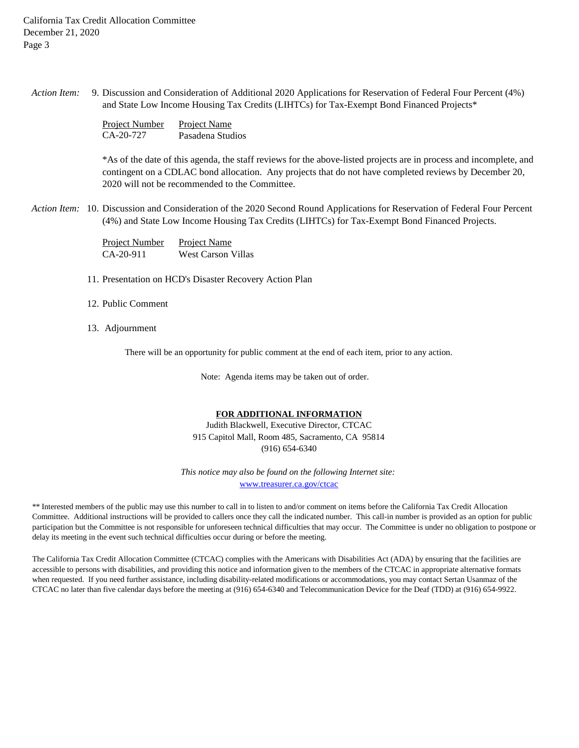*Action Item:* 9. Discussion and Consideration of Additional 2020 Applications for Reservation of Federal Four Percent (4%) and State Low Income Housing Tax Credits (LIHTCs) for Tax-Exempt Bond Financed Projects*

| Project Number | Project Name |
|---|---|
| CA-20-727 | Pasadena Studios |

*As of the date of this agenda, the staff reviews for the above-listed projects are in process and incomplete, and contingent on a CDLAC bond allocation. Any projects that do not have completed reviews by December 20, 2020 will not be recommended to the Committee.

*Action Item:* 10. Discussion and Consideration of the 2020 Second Round Applications for Reservation of Federal Four Percent (4%) and State Low Income Housing Tax Credits (LIHTCs) for Tax-Exempt Bond Financed Projects.

| Project Number | Project Name |
|---|---|
| CA-20-911 | West Carson Villas |

11. Presentation on HCD's Disaster Recovery Action Plan

12. Public Comment

13. Adjournment

There will be an opportunity for public comment at the end of each item, prior to any action.

Note: Agenda items may be taken out of order.

**FOR ADDITIONAL INFORMATION**

Judith Blackwell, Executive Director, CTCAC
915 Capitol Mall, Room 485, Sacramento, CA 95814
(916) 654-6340

*This notice may also be found on the following Internet site:*
www.treasurer.ca.gov/ctcac

** Interested members of the public may use this number to call in to listen to and/or comment on items before the California Tax Credit Allocation Committee. Additional instructions will be provided to callers once they call the indicated number. This call-in number is provided as an option for public participation but the Committee is not responsible for unforeseen technical difficulties that may occur. The Committee is under no obligation to postpone or delay its meeting in the event such technical difficulties occur during or before the meeting.

The California Tax Credit Allocation Committee (CTCAC) complies with the Americans with Disabilities Act (ADA) by ensuring that the facilities are accessible to persons with disabilities, and providing this notice and information given to the members of the CTCAC in appropriate alternative formats when requested. If you need further assistance, including disability-related modifications or accommodations, you may contact Sertan Usanmaz of the CTCAC no later than five calendar days before the meeting at (916) 654-6340 and Telecommunication Device for the Deaf (TDD) at (916) 654-9922.